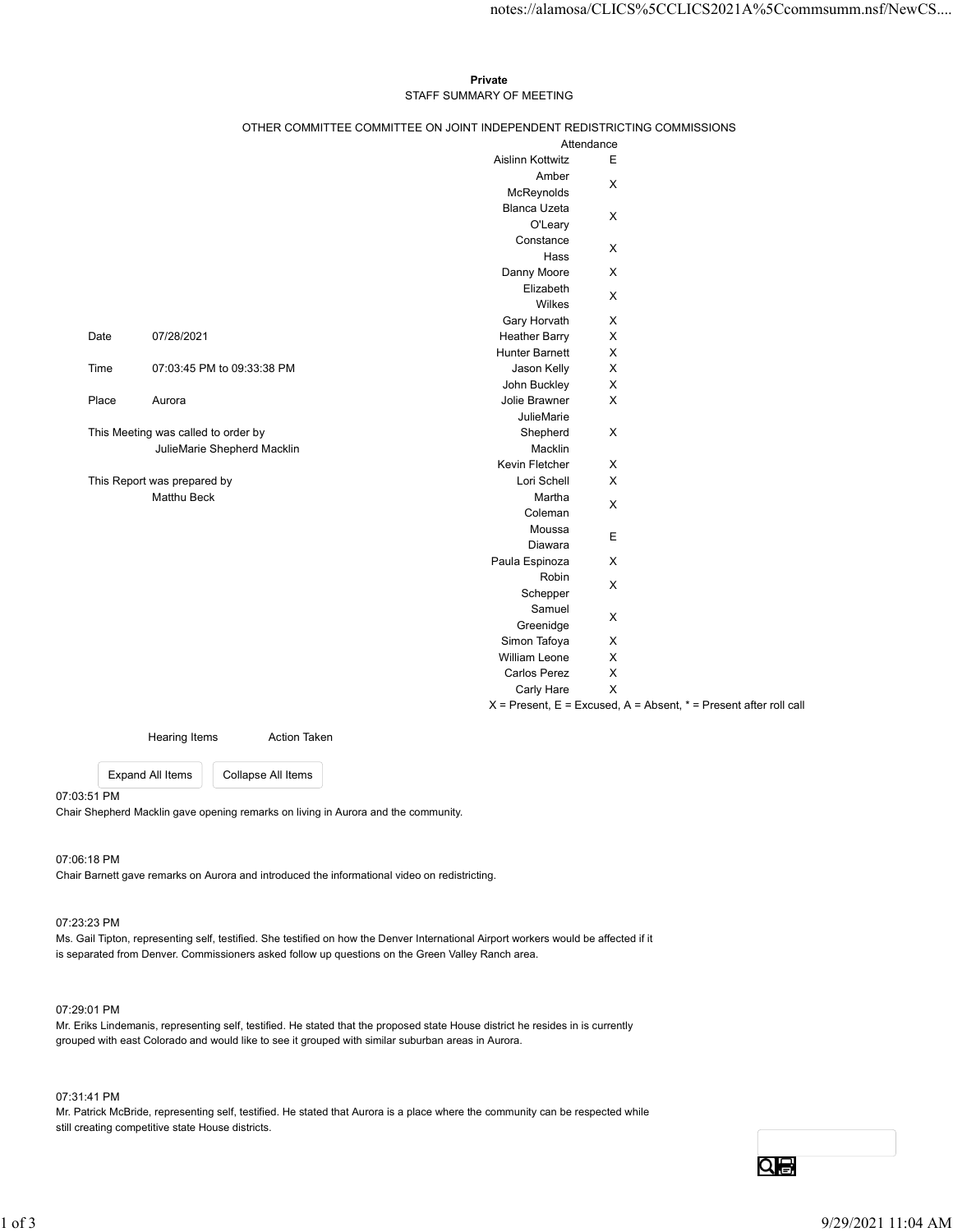**Private**

STAFF SUMMARY OF MEETING

OTHER COMMITTEE COMMITTEE ON JOINT INDEPENDENT REDISTRICTING COMMISSIONS

| | |
|---|---|
| Date | 07/28/2021 |
| Time | 07:03:45 PM to 09:33:38 PM |
| Place | Aurora |

This Meeting was called to order by
JulieMarie Shepherd Macklin

This Report was prepared by
Matthu Beck

| Attendance | |
|---|---|
| Aislinn Kottwitz | E |
| Amber McReynolds | X |
| Blanca Uzeta O'Leary | X |
| Constance Hass | X |
| Danny Moore | X |
| Elizabeth Wilkes | X |
| Gary Horvath | X |
| Heather Barry | X |
| Hunter Barnett | X |
| Jason Kelly | X |
| John Buckley | X |
| Jolie Brawner | X |
| JulieMarie Shepherd Macklin | X |
| Kevin Fletcher | X |
| Lori Schell | X |
| Martha Coleman | X |
| Moussa Diawara | E |
| Paula Espinoza | X |
| Robin Schepper | X |
| Samuel Greenidge | X |
| Simon Tafoya | X |
| William Leone | X |
| Carlos Perez | X |
| Carly Hare | X |

X = Present, E = Excused, A = Absent, * = Present after roll call

| Hearing Items | Action Taken |
|---|---|

07:03:51 PM
Chair Shepherd Macklin gave opening remarks on living in Aurora and the community.

07:06:18 PM
Chair Barnett gave remarks on Aurora and introduced the informational video on redistricting.

07:23:23 PM
Ms. Gail Tipton, representing self, testified. She testified on how the Denver International Airport workers would be affected if it is separated from Denver. Commissioners asked follow up questions on the Green Valley Ranch area.

07:29:01 PM
Mr. Eriks Lindemanis, representing self, testified. He stated that the proposed state House district he resides in is currently grouped with east Colorado and would like to see it grouped with similar suburban areas in Aurora.

07:31:41 PM
Mr. Patrick McBride, representing self, testified. He stated that Aurora is a place where the community can be respected while still creating competitive state House districts.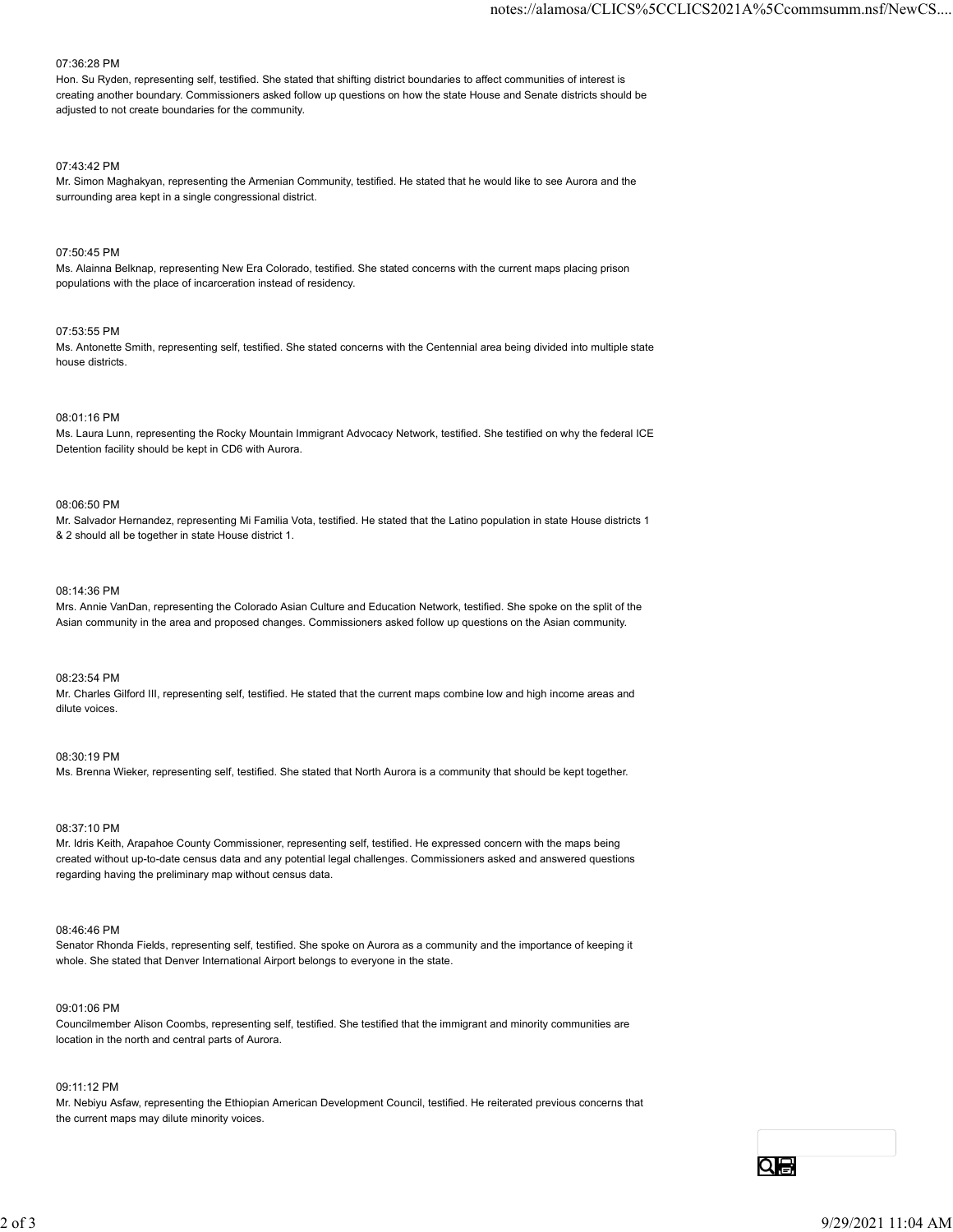07:36:28 PM

Hon. Su Ryden, representing self, testified. She stated that shifting district boundaries to affect communities of interest is creating another boundary. Commissioners asked follow up questions on how the state House and Senate districts should be adjusted to not create boundaries for the community.

07:43:42 PM

Mr. Simon Maghakyan, representing the Armenian Community, testified. He stated that he would like to see Aurora and the surrounding area kept in a single congressional district.

07:50:45 PM

Ms. Alainna Belknap, representing New Era Colorado, testified. She stated concerns with the current maps placing prison populations with the place of incarceration instead of residency.

07:53:55 PM

Ms. Antonette Smith, representing self, testified. She stated concerns with the Centennial area being divided into multiple state house districts.

08:01:16 PM

Ms. Laura Lunn, representing the Rocky Mountain Immigrant Advocacy Network, testified. She testified on why the federal ICE Detention facility should be kept in CD6 with Aurora.

08:06:50 PM

Mr. Salvador Hernandez, representing Mi Familia Vota, testified. He stated that the Latino population in state House districts 1 & 2 should all be together in state House district 1.

08:14:36 PM

Mrs. Annie VanDan, representing the Colorado Asian Culture and Education Network, testified. She spoke on the split of the Asian community in the area and proposed changes. Commissioners asked follow up questions on the Asian community.

08:23:54 PM

Mr. Charles Gilford III, representing self, testified. He stated that the current maps combine low and high income areas and dilute voices.

08:30:19 PM

Ms. Brenna Wieker, representing self, testified. She stated that North Aurora is a community that should be kept together.

08:37:10 PM

Mr. Idris Keith, Arapahoe County Commissioner, representing self, testified. He expressed concern with the maps being created without up-to-date census data and any potential legal challenges. Commissioners asked and answered questions regarding having the preliminary map without census data.

08:46:46 PM

Senator Rhonda Fields, representing self, testified. She spoke on Aurora as a community and the importance of keeping it whole. She stated that Denver International Airport belongs to everyone in the state.

09:01:06 PM

Councilmember Alison Coombs, representing self, testified. She testified that the immigrant and minority communities are location in the north and central parts of Aurora.

09:11:12 PM

Mr. Nebiyu Asfaw, representing the Ethiopian American Development Council, testified. He reiterated previous concerns that the current maps may dilute minority voices.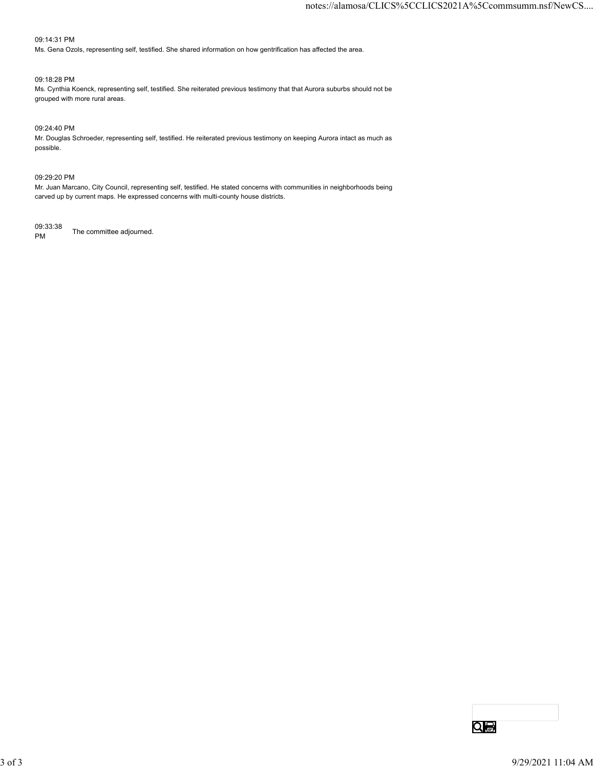09:14:31 PM

Ms. Gena Ozols, representing self, testified. She shared information on how gentrification has affected the area.

09:18:28 PM

Ms. Cynthia Koenck, representing self, testified. She reiterated previous testimony that that Aurora suburbs should not be grouped with more rural areas.

09:24:40 PM

Mr. Douglas Schroeder, representing self, testified. He reiterated previous testimony on keeping Aurora intact as much as possible.

09:29:20 PM

Mr. Juan Marcano, City Council, representing self, testified. He stated concerns with communities in neighborhoods being carved up by current maps. He expressed concerns with multi-county house districts.

| | |
|---|---|
| 09:33:38 PM | The committee adjourned. |